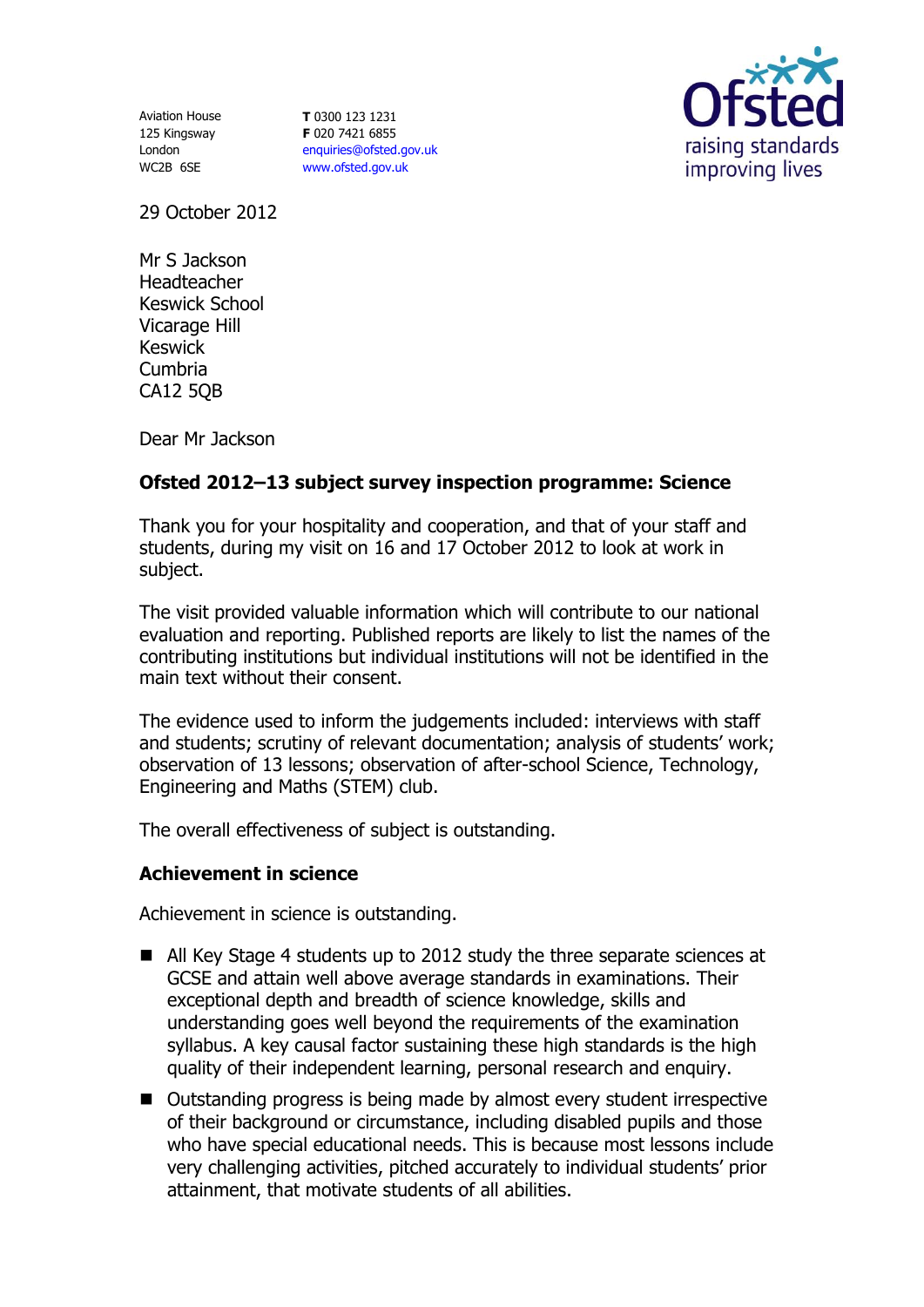Aviation House
125 Kingsway
London
WC2B 6SE

**T** 0300 123 1231
**F** 020 7421 6855
enquiries@ofsted.gov.uk
www.ofsted.gov.uk

Ofsted
raising standards
improving lives

29 October 2012

Mr S Jackson
Headteacher
Keswick School
Vicarage Hill
Keswick
Cumbria
CA12 5QB

Dear Mr Jackson

**Ofsted 2012–13 subject survey inspection programme: Science**

Thank you for your hospitality and cooperation, and that of your staff and students, during my visit on 16 and 17 October 2012 to look at work in subject.

The visit provided valuable information which will contribute to our national evaluation and reporting. Published reports are likely to list the names of the contributing institutions but individual institutions will not be identified in the main text without their consent.

The evidence used to inform the judgements included: interviews with staff and students; scrutiny of relevant documentation; analysis of students' work; observation of 13 lessons; observation of after-school Science, Technology, Engineering and Maths (STEM) club.

The overall effectiveness of subject is outstanding.

## Achievement in science

Achievement in science is outstanding.

- All Key Stage 4 students up to 2012 study the three separate sciences at GCSE and attain well above average standards in examinations. Their exceptional depth and breadth of science knowledge, skills and understanding goes well beyond the requirements of the examination syllabus. A key causal factor sustaining these high standards is the high quality of their independent learning, personal research and enquiry.
- Outstanding progress is being made by almost every student irrespective of their background or circumstance, including disabled pupils and those who have special educational needs. This is because most lessons include very challenging activities, pitched accurately to individual students' prior attainment, that motivate students of all abilities.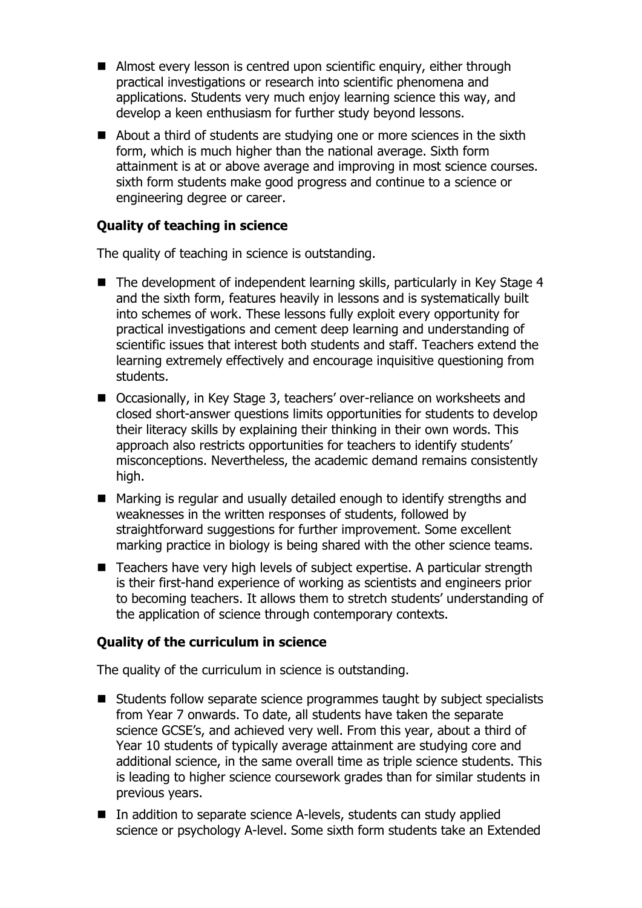- Almost every lesson is centred upon scientific enquiry, either through practical investigations or research into scientific phenomena and applications. Students very much enjoy learning science this way, and develop a keen enthusiasm for further study beyond lessons.
- About a third of students are studying one or more sciences in the sixth form, which is much higher than the national average. Sixth form attainment is at or above average and improving in most science courses. sixth form students make good progress and continue to a science or engineering degree or career.

**Quality of teaching in science**

The quality of teaching in science is outstanding.

- The development of independent learning skills, particularly in Key Stage 4 and the sixth form, features heavily in lessons and is systematically built into schemes of work. These lessons fully exploit every opportunity for practical investigations and cement deep learning and understanding of scientific issues that interest both students and staff. Teachers extend the learning extremely effectively and encourage inquisitive questioning from students.
- Occasionally, in Key Stage 3, teachers' over-reliance on worksheets and closed short-answer questions limits opportunities for students to develop their literacy skills by explaining their thinking in their own words. This approach also restricts opportunities for teachers to identify students' misconceptions. Nevertheless, the academic demand remains consistently high.
- Marking is regular and usually detailed enough to identify strengths and weaknesses in the written responses of students, followed by straightforward suggestions for further improvement. Some excellent marking practice in biology is being shared with the other science teams.
- Teachers have very high levels of subject expertise. A particular strength is their first-hand experience of working as scientists and engineers prior to becoming teachers. It allows them to stretch students' understanding of the application of science through contemporary contexts.

**Quality of the curriculum in science**

The quality of the curriculum in science is outstanding.

- Students follow separate science programmes taught by subject specialists from Year 7 onwards. To date, all students have taken the separate science GCSE's, and achieved very well. From this year, about a third of Year 10 students of typically average attainment are studying core and additional science, in the same overall time as triple science students. This is leading to higher science coursework grades than for similar students in previous years.
- In addition to separate science A-levels, students can study applied science or psychology A-level. Some sixth form students take an Extended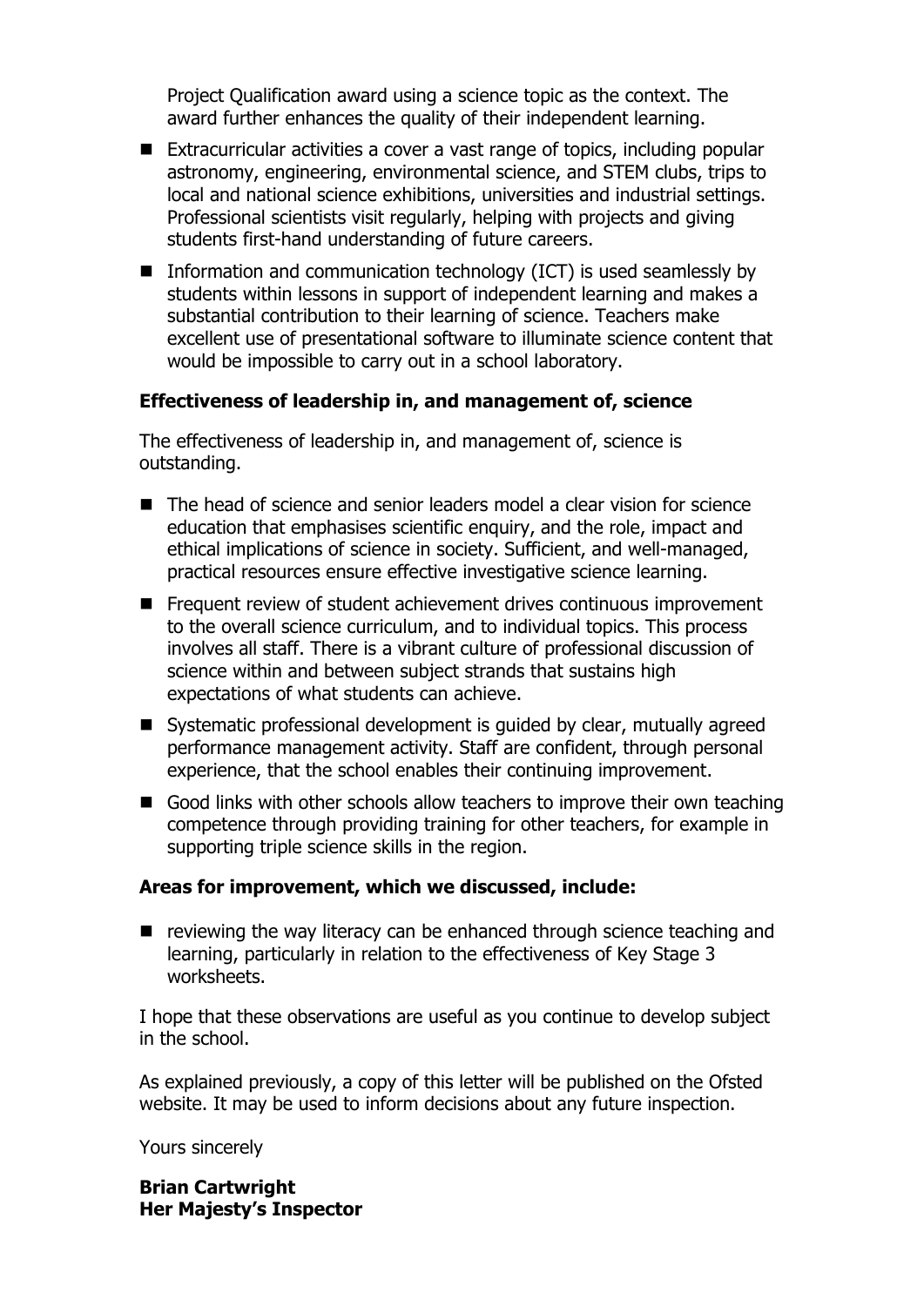Project Qualification award using a science topic as the context. The award further enhances the quality of their independent learning.

- Extracurricular activities a cover a vast range of topics, including popular astronomy, engineering, environmental science, and STEM clubs, trips to local and national science exhibitions, universities and industrial settings. Professional scientists visit regularly, helping with projects and giving students first-hand understanding of future careers.
- Information and communication technology (ICT) is used seamlessly by students within lessons in support of independent learning and makes a substantial contribution to their learning of science. Teachers make excellent use of presentational software to illuminate science content that would be impossible to carry out in a school laboratory.

**Effectiveness of leadership in, and management of, science**

The effectiveness of leadership in, and management of, science is outstanding.

- The head of science and senior leaders model a clear vision for science education that emphasises scientific enquiry, and the role, impact and ethical implications of science in society. Sufficient, and well-managed, practical resources ensure effective investigative science learning.
- Frequent review of student achievement drives continuous improvement to the overall science curriculum, and to individual topics. This process involves all staff. There is a vibrant culture of professional discussion of science within and between subject strands that sustains high expectations of what students can achieve.
- Systematic professional development is guided by clear, mutually agreed performance management activity. Staff are confident, through personal experience, that the school enables their continuing improvement.
- Good links with other schools allow teachers to improve their own teaching competence through providing training for other teachers, for example in supporting triple science skills in the region.

**Areas for improvement, which we discussed, include:**

- reviewing the way literacy can be enhanced through science teaching and learning, particularly in relation to the effectiveness of Key Stage 3 worksheets.

I hope that these observations are useful as you continue to develop subject in the school.

As explained previously, a copy of this letter will be published on the Ofsted website. It may be used to inform decisions about any future inspection.

Yours sincerely

**Brian Cartwright**
**Her Majesty's Inspector**